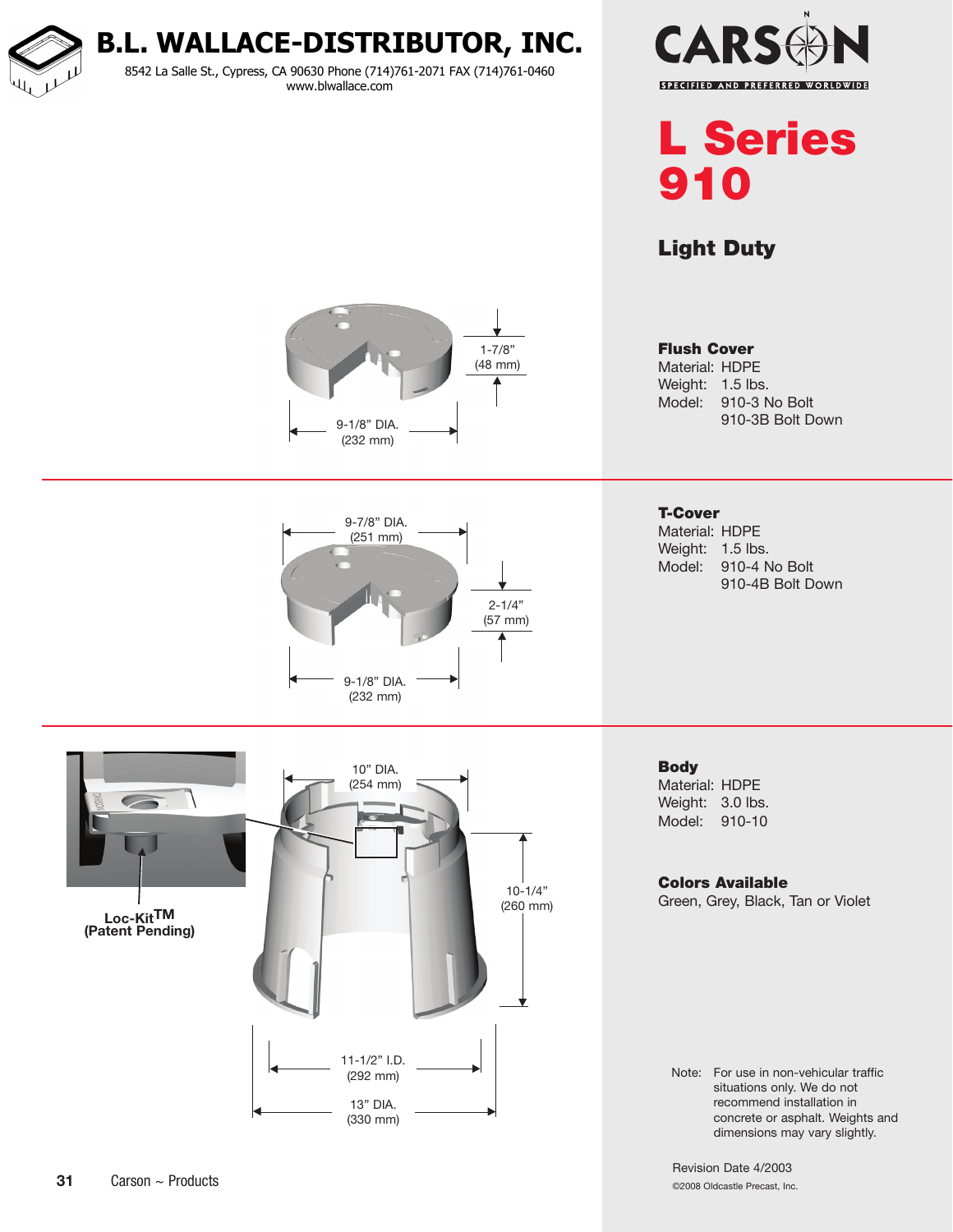# B.L. WALLACE-DISTRIBUTOR, INC.

8542 La Salle St., Cypress, CA 90630 Phone (714)761-2071 FAX (714)761-0460
www.blwallace.com

CARSON
SPECIFIED AND PREFERRED WORLDWIDE

# L Series 910

## Light Duty

1-7/8" (48 mm)

9-1/8" DIA. (232 mm)

### Flush Cover

Material: HDPE
Weight: 1.5 lbs.
Model: 910-3 No Bolt
910-3B Bolt Down

9-7/8" DIA. (251 mm)

2-1/4" (57 mm)

9-1/8" DIA. (232 mm)

### T-Cover

Material: HDPE
Weight: 1.5 lbs.
Model: 910-4 No Bolt
910-4B Bolt Down

10" DIA. (254 mm)

10-1/4" (260 mm)

11-1/2" I.D. (292 mm)

13" DIA. (330 mm)

**Loc-Kit™ (Patent Pending)**

### Body

Material: HDPE
Weight: 3.0 lbs.
Model: 910-10

### Colors Available

Green, Grey, Black, Tan or Violet

Note: For use in non-vehicular traffic situations only. We do not recommend installation in concrete or asphalt. Weights and dimensions may vary slightly.

Revision Date 4/2003

©2008 Oldcastle Precast, Inc.

Carson ~ Products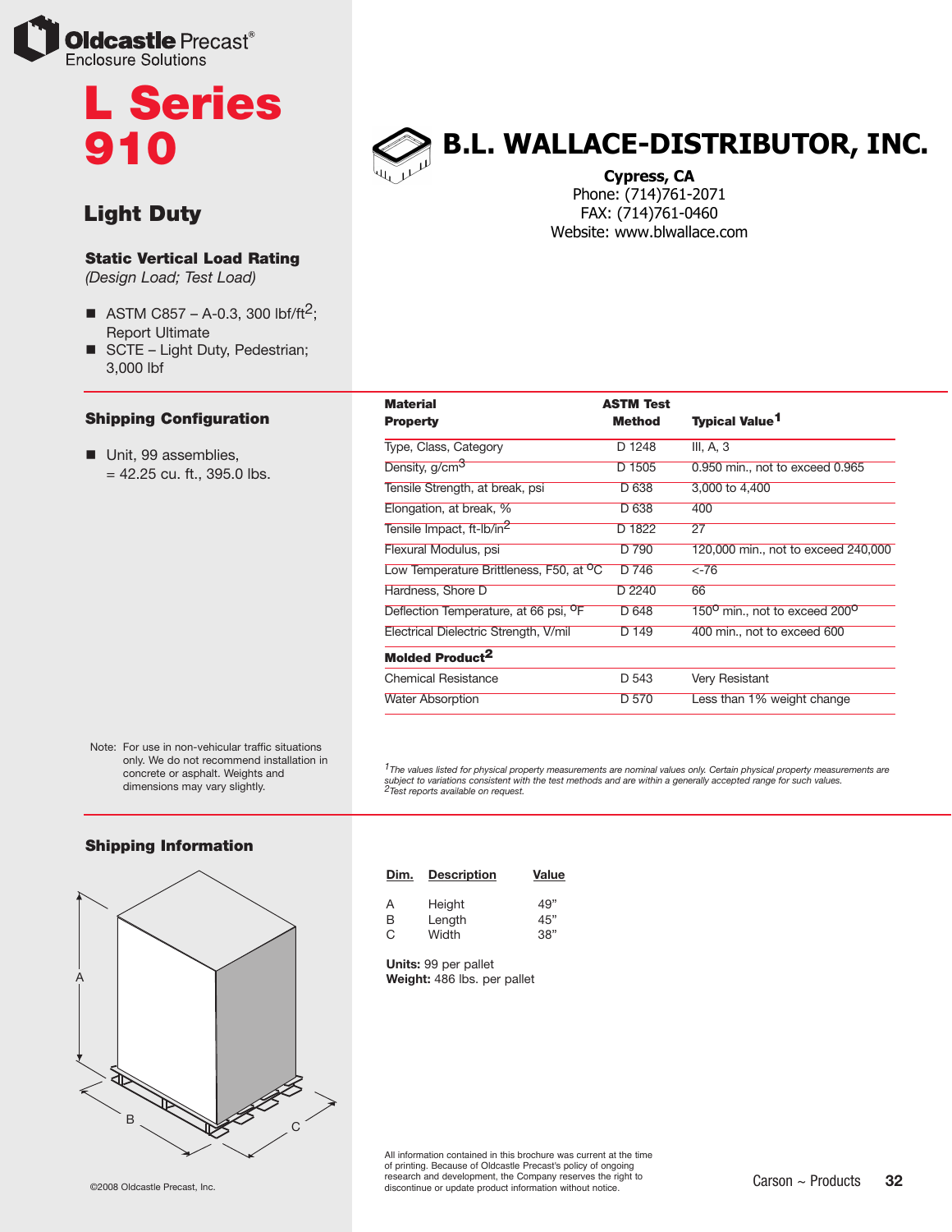# L Series 910

# B.L. WALLACE-DISTRIBUTOR, INC.

**Cypress, CA**
Phone: (714)761-2071
FAX: (714)761-0460
Website: www.blwallace.com

## Light Duty

### Static Vertical Load Rating

*(Design Load; Test Load)*

- ASTM C857 – A-0.3, 300 lbf/ft$^2$; Report Ultimate
- SCTE – Light Duty, Pedestrian; 3,000 lbf

### Shipping Configuration

- Unit, 99 assemblies, = 42.25 cu. ft., 395.0 lbs.

| Material Property | ASTM Test Method | Typical Value[1] |
|---|---|---|
| Type, Class, Category | D 1248 | III, A, 3 |
| Density, g/cm$^3$ | D 1505 | 0.950 min., not to exceed 0.965 |
| Tensile Strength, at break, psi | D 638 | 3,000 to 4,400 |
| Elongation, at break, % | D 638 | 400 |
| Tensile Impact, ft-lb/in$^2$ | D 1822 | 27 |
| Flexural Modulus, psi | D 790 | 120,000 min., not to exceed 240,000 |
| Low Temperature Brittleness, F50, at °C | D 746 | <-76 |
| Hardness, Shore D | D 2240 | 66 |
| Deflection Temperature, at 66 psi, °F | D 648 | 150° min., not to exceed 200° |
| Electrical Dielectric Strength, V/mil | D 149 | 400 min., not to exceed 600 |
| **Molded Product[2]** | | |
| Chemical Resistance | D 543 | Very Resistant |
| Water Absorption | D 570 | Less than 1% weight change |

Note: For use in non-vehicular traffic situations only. We do not recommend installation in concrete or asphalt. Weights and dimensions may vary slightly.

*[1]The values listed for physical property measurements are nominal values only. Certain physical property measurements are subject to variations consistent with the test methods and are within a generally accepted range for such values.*
*[2]Test reports available on request.*

### Shipping Information

A

B

C

| Dim. | Description | Value |
|---|---|---|
| A | Height | 49" |
| B | Length | 45" |
| C | Width | 38" |

**Units:** 99 per pallet
**Weight:** 486 lbs. per pallet

©2008 Oldcastle Precast, Inc.

All information contained in this brochure was current at the time of printing. Because of Oldcastle Precast's policy of ongoing research and development, the Company reserves the right to discontinue or update product information without notice.